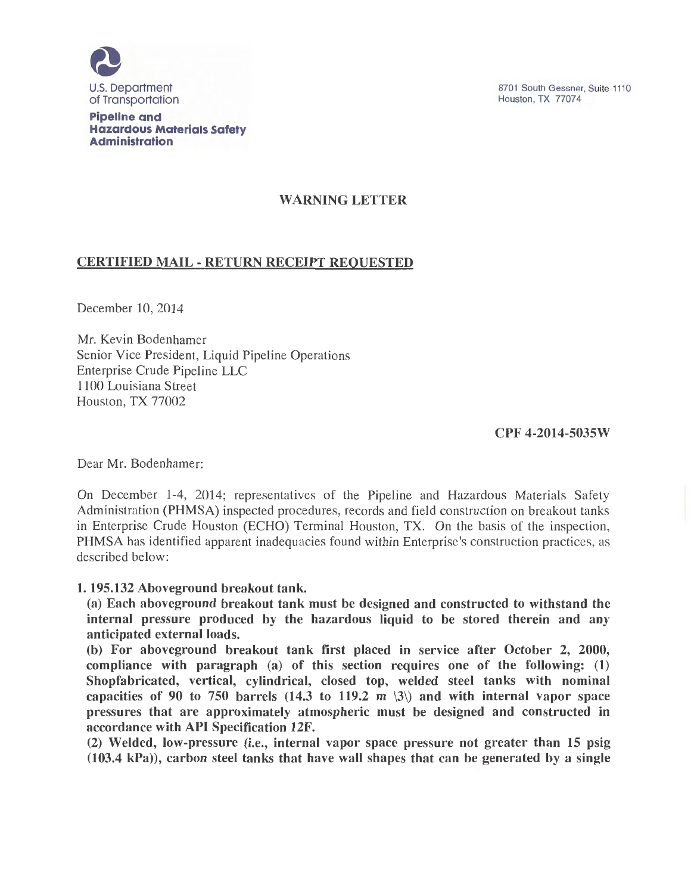U.S. Department of Transportation

**Pipeline and Hazardous Materials Safety Administration**

8701 South Gessner, Suite 1110
Houston, TX 77074

## WARNING LETTER

**CERTIFIED MAIL - RETURN RECEIPT REQUESTED**

December 10, 2014

Mr. Kevin Bodenhamer
Senior Vice President, Liquid Pipeline Operations
Enterprise Crude Pipeline LLC
1100 Louisiana Street
Houston, TX 77002

**CPF 4-2014-5035W**

Dear Mr. Bodenhamer:

On December 1-4, 2014; representatives of the Pipeline and Hazardous Materials Safety Administration (PHMSA) inspected procedures, records and field construction on breakout tanks in Enterprise Crude Houston (ECHO) Terminal Houston, TX. On the basis of the inspection, PHMSA has identified apparent inadequacies found within Enterprise's construction practices, as described below:

**1. 195.132 Aboveground breakout tank.**

**(a) Each aboveground breakout tank must be designed and constructed to withstand the internal pressure produced by the hazardous liquid to be stored therein and any anticipated external loads.**

**(b) For aboveground breakout tank first placed in service after October 2, 2000, compliance with paragraph (a) of this section requires one of the following: (1) Shopfabricated, vertical, cylindrical, closed top, welded steel tanks with nominal capacities of 90 to 750 barrels (14.3 to 119.2 $m^3$) and with internal vapor space pressures that are approximately atmospheric must be designed and constructed in accordance with API Specification 12F.**

**(2) Welded, low-pressure (i.e., internal vapor space pressure not greater than 15 psig (103.4 kPa)), carbon steel tanks that have wall shapes that can be generated by a single**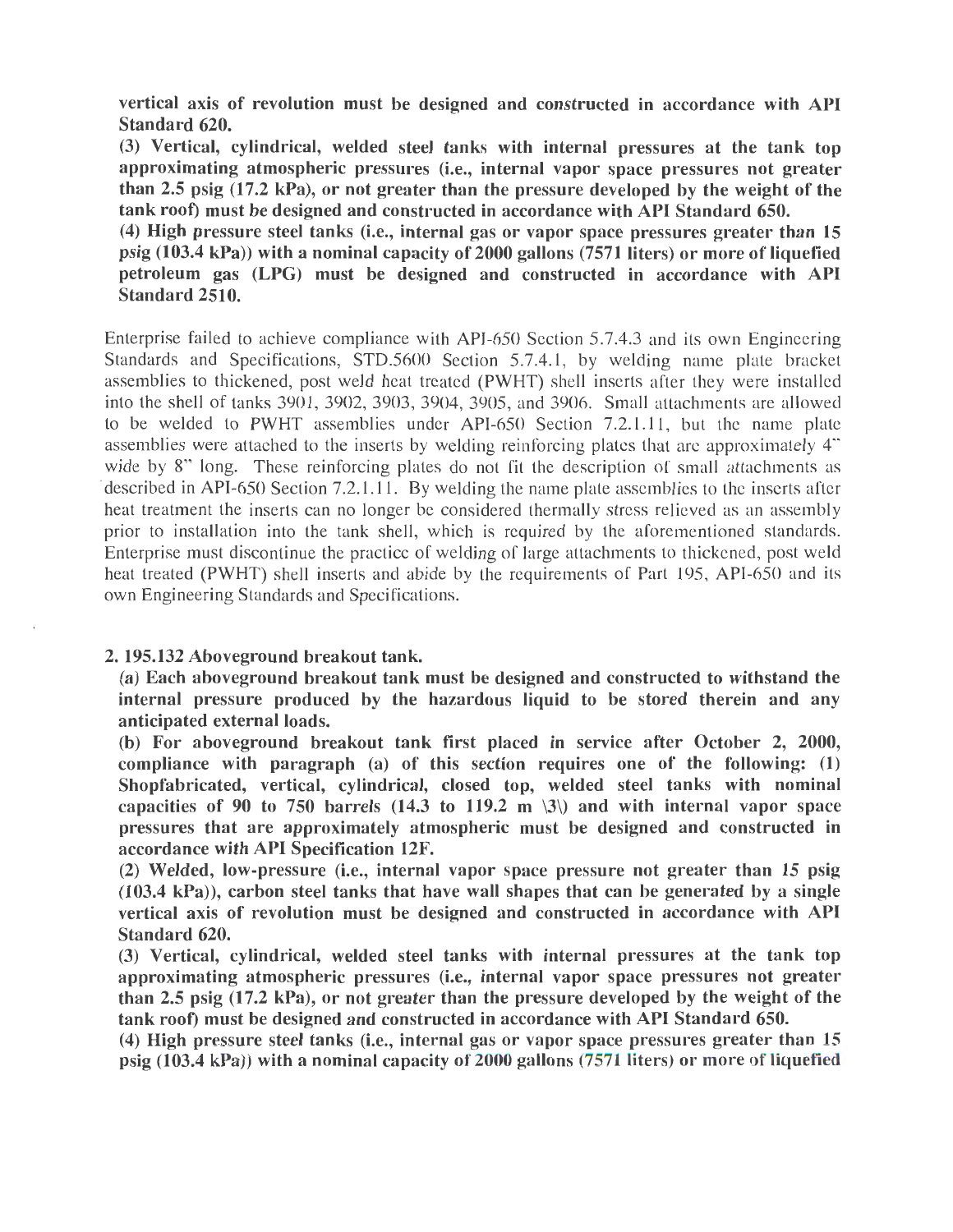**vertical axis of revolution must be designed and constructed in accordance with API Standard 620.**

**(3) Vertical, cylindrical, welded steel tanks with internal pressures at the tank top approximating atmospheric pressures (i.e., internal vapor space pressures not greater than 2.5 psig (17.2 kPa), or not greater than the pressure developed by the weight of the tank roof) must be designed and constructed in accordance with API Standard 650.**

**(4) High pressure steel tanks (i.e., internal gas or vapor space pressures greater than 15 psig (103.4 kPa)) with a nominal capacity of 2000 gallons (7571 liters) or more of liquefied petroleum gas (LPG) must be designed and constructed in accordance with API Standard 2510.**

Enterprise failed to achieve compliance with API-650 Section 5.7.4.3 and its own Engineering Standards and Specifications, STD.5600 Section 5.7.4.1, by welding name plate bracket assemblies to thickened, post weld heat treated (PWHT) shell inserts after they were installed into the shell of tanks 3901, 3902, 3903, 3904, 3905, and 3906. Small attachments are allowed to be welded to PWHT assemblies under API-650 Section 7.2.1.11, but the name plate assemblies were attached to the inserts by welding reinforcing plates that are approximately 4" wide by 8" long. These reinforcing plates do not fit the description of small attachments as described in API-650 Section 7.2.1.11. By welding the name plate assemblies to the inserts after heat treatment the inserts can no longer be considered thermally stress relieved as an assembly prior to installation into the tank shell, which is required by the aforementioned standards. Enterprise must discontinue the practice of welding of large attachments to thickened, post weld heat treated (PWHT) shell inserts and abide by the requirements of Part 195, API-650 and its own Engineering Standards and Specifications.

**2. 195.132 Aboveground breakout tank.**

**(a) Each aboveground breakout tank must be designed and constructed to withstand the internal pressure produced by the hazardous liquid to be stored therein and any anticipated external loads.**

**(b) For aboveground breakout tank first placed in service after October 2, 2000, compliance with paragraph (a) of this section requires one of the following: (1) Shopfabricated, vertical, cylindrical, closed top, welded steel tanks with nominal capacities of 90 to 750 barrels (14.3 to 119.2 m \3\) and with internal vapor space pressures that are approximately atmospheric must be designed and constructed in accordance with API Specification 12F.**

**(2) Welded, low-pressure (i.e., internal vapor space pressure not greater than 15 psig (103.4 kPa)), carbon steel tanks that have wall shapes that can be generated by a single vertical axis of revolution must be designed and constructed in accordance with API Standard 620.**

**(3) Vertical, cylindrical, welded steel tanks with internal pressures at the tank top approximating atmospheric pressures (i.e., internal vapor space pressures not greater than 2.5 psig (17.2 kPa), or not greater than the pressure developed by the weight of the tank roof) must be designed and constructed in accordance with API Standard 650.**

**(4) High pressure steel tanks (i.e., internal gas or vapor space pressures greater than 15 psig (103.4 kPa)) with a nominal capacity of 2000 gallons (7571 liters) or more of liquefied**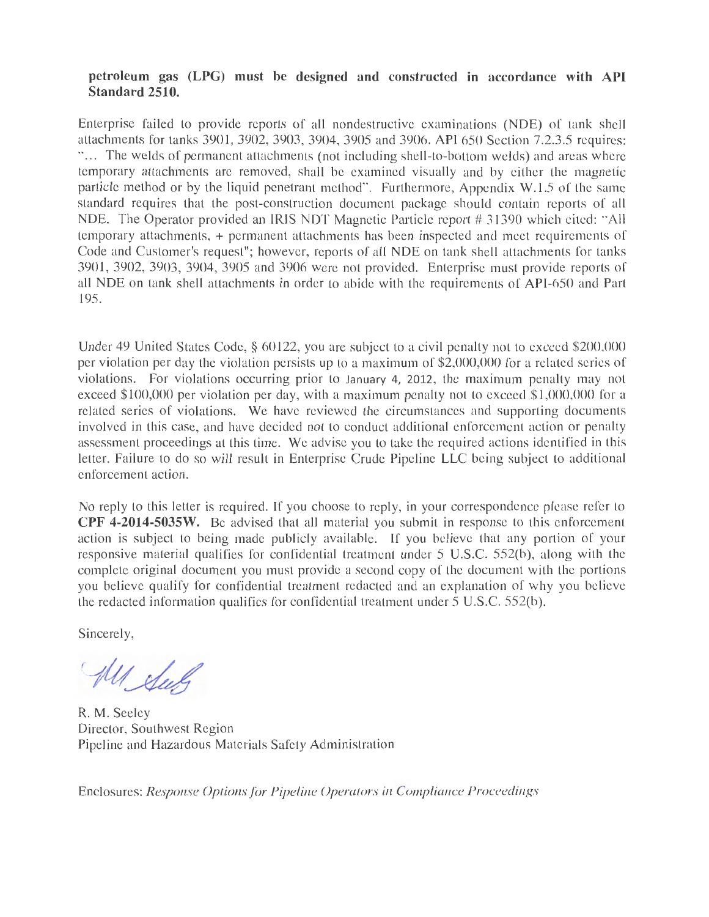**petroleum gas (LPG) must be designed and constructed in accordance with API Standard 2510.**

Enterprise failed to provide reports of all nondestructive examinations (NDE) of tank shell attachments for tanks 3901, 3902, 3903, 3904, 3905 and 3906. API 650 Section 7.2.3.5 requires: "... The welds of permanent attachments (not including shell-to-bottom welds) and areas where temporary attachments are removed, shall be examined visually and by either the magnetic particle method or by the liquid penetrant method". Furthermore, Appendix W.1.5 of the same standard requires that the post-construction document package should contain reports of all NDE. The Operator provided an IRIS NDT Magnetic Particle report # 31390 which cited: "All temporary attachments, + permanent attachments has been inspected and meet requirements of Code and Customer's request"; however, reports of all NDE on tank shell attachments for tanks 3901, 3902, 3903, 3904, 3905 and 3906 were not provided. Enterprise must provide reports of all NDE on tank shell attachments in order to abide with the requirements of API-650 and Part 195.

Under 49 United States Code, § 60122, you are subject to a civil penalty not to exceed $200,000 per violation per day the violation persists up to a maximum of $2,000,000 for a related series of violations. For violations occurring prior to January 4, 2012, the maximum penalty may not exceed $100,000 per violation per day, with a maximum penalty not to exceed $1,000,000 for a related series of violations. We have reviewed the circumstances and supporting documents involved in this case, and have decided not to conduct additional enforcement action or penalty assessment proceedings at this time. We advise you to take the required actions identified in this letter. Failure to do so will result in Enterprise Crude Pipeline LLC being subject to additional enforcement action.

No reply to this letter is required. If you choose to reply, in your correspondence please refer to **CPF 4-2014-5035W.** Be advised that all material you submit in response to this enforcement action is subject to being made publicly available. If you believe that any portion of your responsive material qualifies for confidential treatment under 5 U.S.C. 552(b), along with the complete original document you must provide a second copy of the document with the portions you believe qualify for confidential treatment redacted and an explanation of why you believe the redacted information qualifies for confidential treatment under 5 U.S.C. 552(b).

Sincerely,

R. M. Seeley
Director, Southwest Region
Pipeline and Hazardous Materials Safety Administration

Enclosures: *Response Options for Pipeline Operators in Compliance Proceedings*